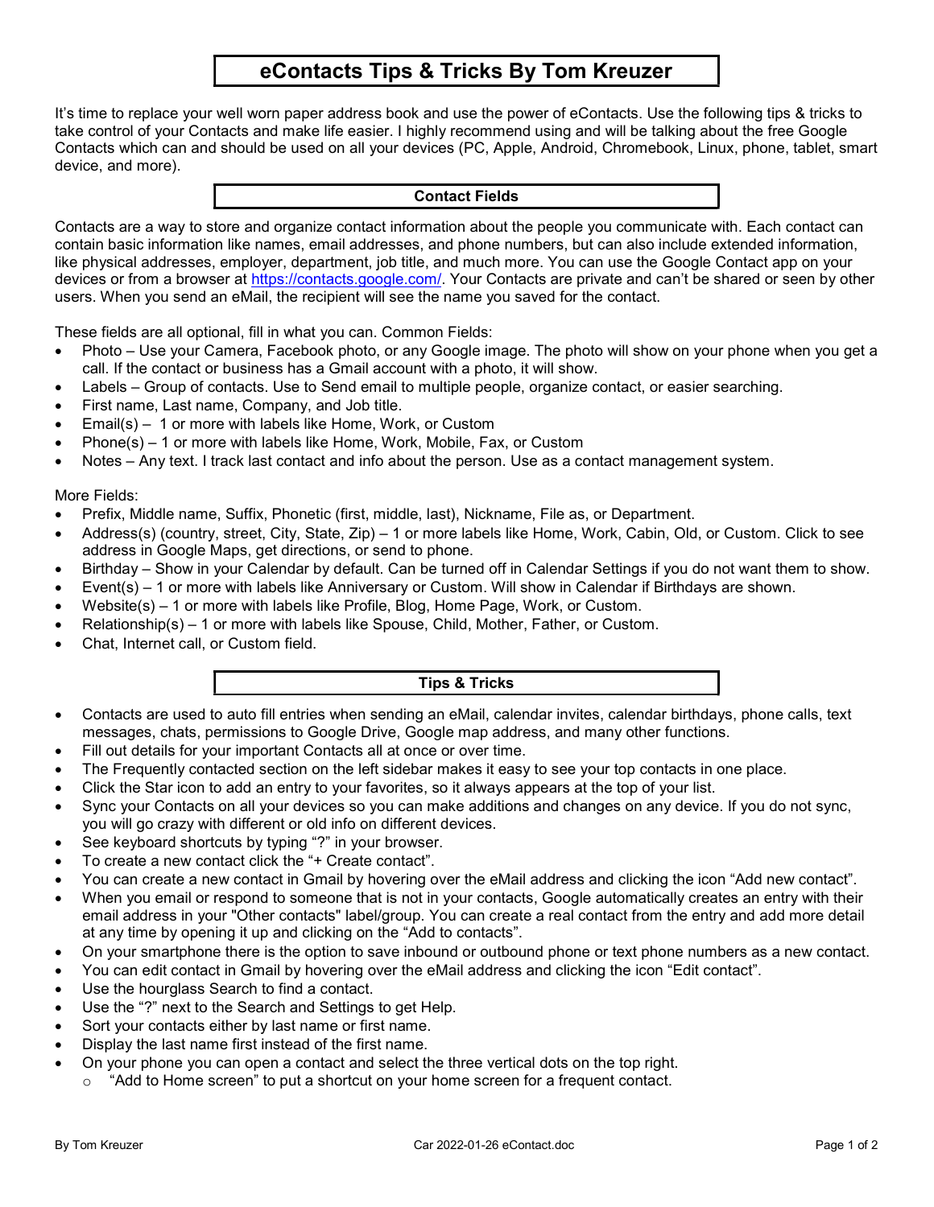# eContacts Tips & Tricks By Tom Kreuzer

It's time to replace your well worn paper address book and use the power of eContacts. Use the following tips & tricks to take control of your Contacts and make life easier. I highly recommend using and will be talking about the free Google Contacts which can and should be used on all your devices (PC, Apple, Android, Chromebook, Linux, phone, tablet, smart device, and more).

## Contact Fields

Contacts are a way to store and organize contact information about the people you communicate with. Each contact can contain basic information like names, email addresses, and phone numbers, but can also include extended information, like physical addresses, employer, department, job title, and much more. You can use the Google Contact app on your devices or from a browser at https://contacts.google.com/. Your Contacts are private and can't be shared or seen by other users. When you send an eMail, the recipient will see the name you saved for the contact.

These fields are all optional, fill in what you can. Common Fields:

- Photo – Use your Camera, Facebook photo, or any Google image. The photo will show on your phone when you get a call. If the contact or business has a Gmail account with a photo, it will show.
- Labels – Group of contacts. Use to Send email to multiple people, organize contact, or easier searching.
- First name, Last name, Company, and Job title.
- Email(s) – 1 or more with labels like Home, Work, or Custom
- Phone(s) – 1 or more with labels like Home, Work, Mobile, Fax, or Custom
- Notes – Any text. I track last contact and info about the person. Use as a contact management system.

More Fields:

- Prefix, Middle name, Suffix, Phonetic (first, middle, last), Nickname, File as, or Department.
- Address(s) (country, street, City, State, Zip) – 1 or more labels like Home, Work, Cabin, Old, or Custom. Click to see address in Google Maps, get directions, or send to phone.
- Birthday – Show in your Calendar by default. Can be turned off in Calendar Settings if you do not want them to show.
- Event(s) – 1 or more with labels like Anniversary or Custom. Will show in Calendar if Birthdays are shown.
- Website(s) – 1 or more with labels like Profile, Blog, Home Page, Work, or Custom.
- Relationship(s) – 1 or more with labels like Spouse, Child, Mother, Father, or Custom.
- Chat, Internet call, or Custom field.

## Tips & Tricks

- Contacts are used to auto fill entries when sending an eMail, calendar invites, calendar birthdays, phone calls, text messages, chats, permissions to Google Drive, Google map address, and many other functions.
- Fill out details for your important Contacts all at once or over time.
- The Frequently contacted section on the left sidebar makes it easy to see your top contacts in one place.
- Click the Star icon to add an entry to your favorites, so it always appears at the top of your list.
- Sync your Contacts on all your devices so you can make additions and changes on any device. If you do not sync, you will go crazy with different or old info on different devices.
- See keyboard shortcuts by typing "?" in your browser.
- To create a new contact click the "+ Create contact".
- You can create a new contact in Gmail by hovering over the eMail address and clicking the icon "Add new contact".
- When you email or respond to someone that is not in your contacts, Google automatically creates an entry with their email address in your "Other contacts" label/group. You can create a real contact from the entry and add more detail at any time by opening it up and clicking on the "Add to contacts".
- On your smartphone there is the option to save inbound or outbound phone or text phone numbers as a new contact.
- You can edit contact in Gmail by hovering over the eMail address and clicking the icon "Edit contact".
- Use the hourglass Search to find a contact.
- Use the "?" next to the Search and Settings to get Help.
- Sort your contacts either by last name or first name.
- Display the last name first instead of the first name.
- On your phone you can open a contact and select the three vertical dots on the top right.
  - "Add to Home screen" to put a shortcut on your home screen for a frequent contact.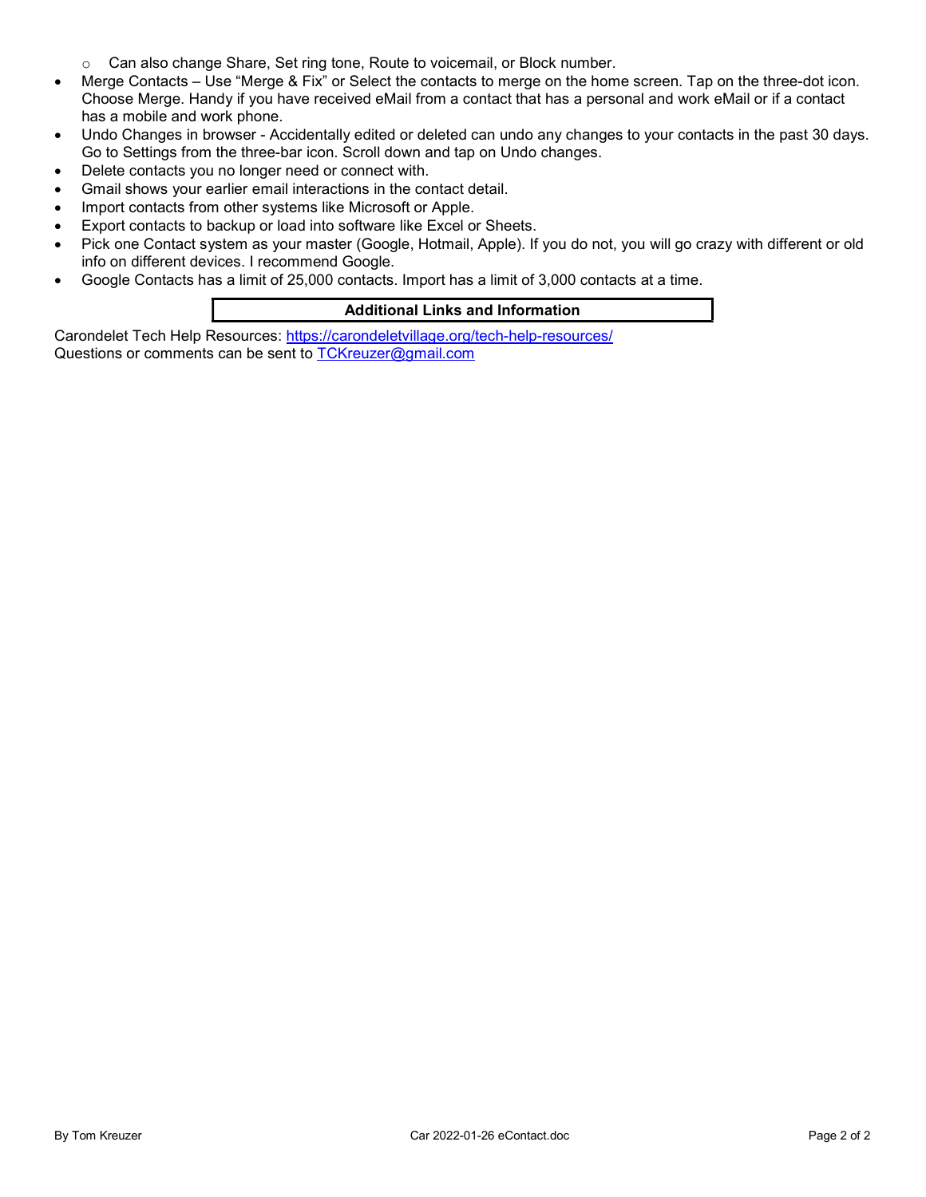- Can also change Share, Set ring tone, Route to voicemail, or Block number.
- Merge Contacts – Use "Merge & Fix" or Select the contacts to merge on the home screen. Tap on the three-dot icon. Choose Merge. Handy if you have received eMail from a contact that has a personal and work eMail or if a contact has a mobile and work phone.
- Undo Changes in browser - Accidentally edited or deleted can undo any changes to your contacts in the past 30 days. Go to Settings from the three-bar icon. Scroll down and tap on Undo changes.
- Delete contacts you no longer need or connect with.
- Gmail shows your earlier email interactions in the contact detail.
- Import contacts from other systems like Microsoft or Apple.
- Export contacts to backup or load into software like Excel or Sheets.
- Pick one Contact system as your master (Google, Hotmail, Apple). If you do not, you will go crazy with different or old info on different devices. I recommend Google.
- Google Contacts has a limit of 25,000 contacts. Import has a limit of 3,000 contacts at a time.

## Additional Links and Information

Carondelet Tech Help Resources: https://carondeletvillage.org/tech-help-resources/
Questions or comments can be sent to TCKreuzer@gmail.com